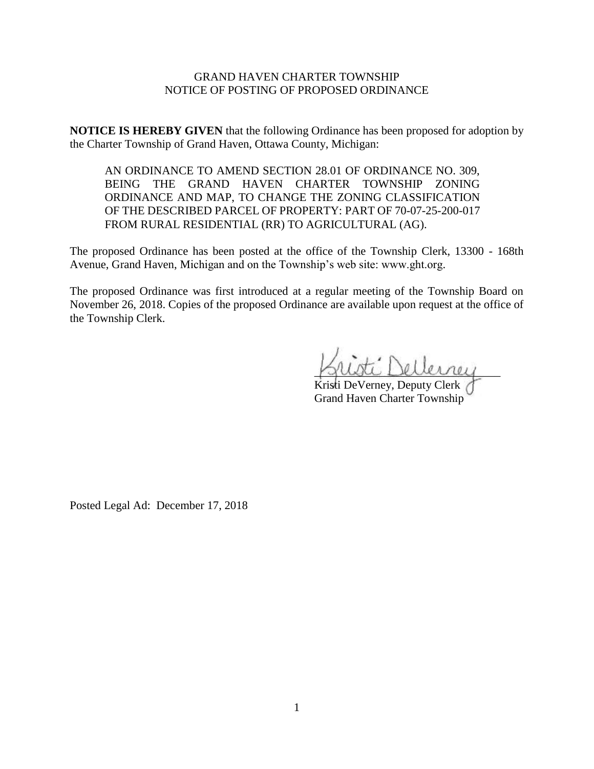GRAND HAVEN CHARTER TOWNSHIP
NOTICE OF POSTING OF PROPOSED ORDINANCE

**NOTICE IS HEREBY GIVEN** that the following Ordinance has been proposed for adoption by the Charter Township of Grand Haven, Ottawa County, Michigan:

> AN ORDINANCE TO AMEND SECTION 28.01 OF ORDINANCE NO. 309, BEING THE GRAND HAVEN CHARTER TOWNSHIP ZONING ORDINANCE AND MAP, TO CHANGE THE ZONING CLASSIFICATION OF THE DESCRIBED PARCEL OF PROPERTY: PART OF 70-07-25-200-017 FROM RURAL RESIDENTIAL (RR) TO AGRICULTURAL (AG).

The proposed Ordinance has been posted at the office of the Township Clerk, 13300 - 168th Avenue, Grand Haven, Michigan and on the Township's web site: www.ght.org.

The proposed Ordinance was first introduced at a regular meeting of the Township Board on November 26, 2018. Copies of the proposed Ordinance are available upon request at the office of the Township Clerk.

Kristi DeVerney, Deputy Clerk
Grand Haven Charter Township

Posted Legal Ad: December 17, 2018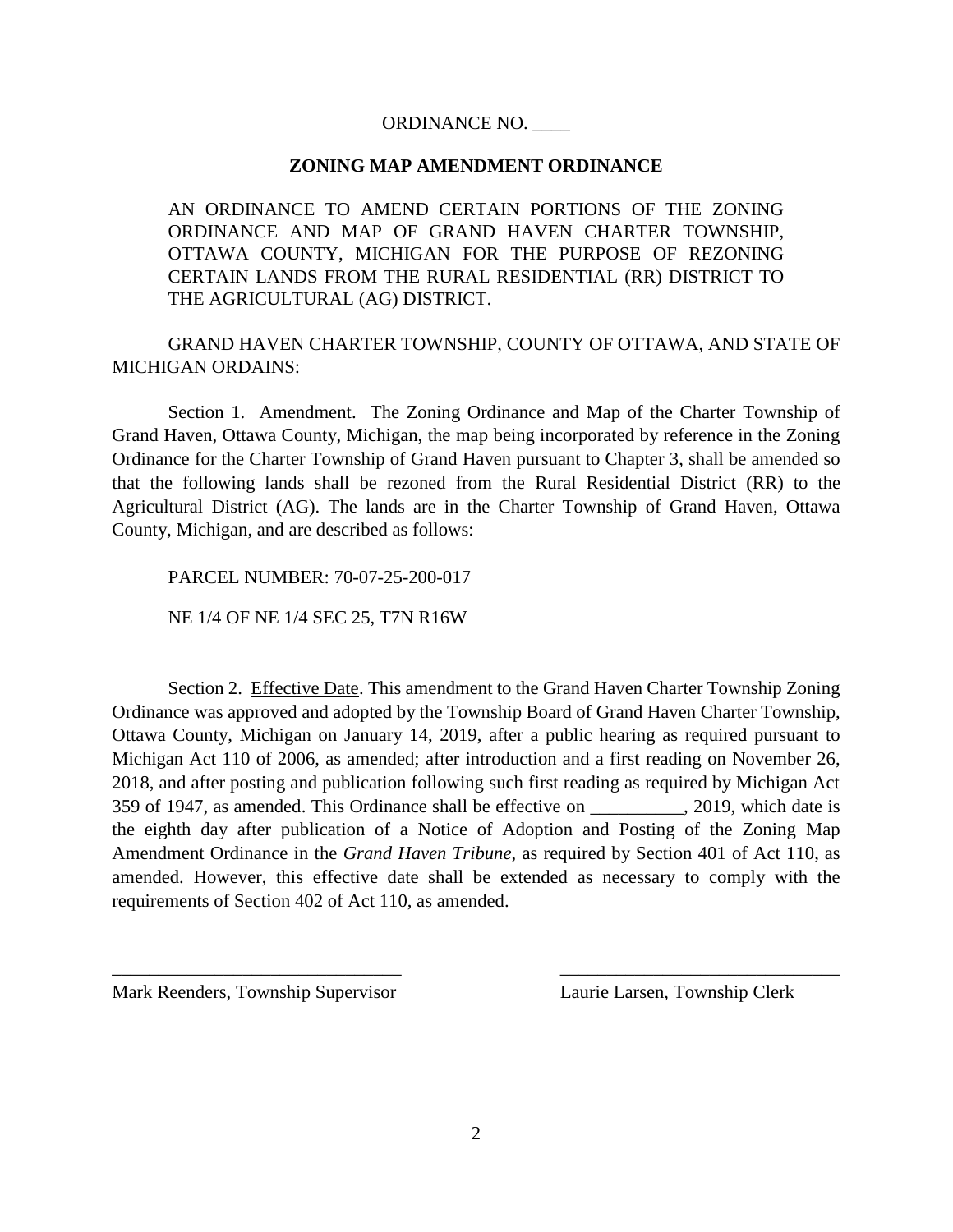ORDINANCE NO. ____

**ZONING MAP AMENDMENT ORDINANCE**

AN ORDINANCE TO AMEND CERTAIN PORTIONS OF THE ZONING ORDINANCE AND MAP OF GRAND HAVEN CHARTER TOWNSHIP, OTTAWA COUNTY, MICHIGAN FOR THE PURPOSE OF REZONING CERTAIN LANDS FROM THE RURAL RESIDENTIAL (RR) DISTRICT TO THE AGRICULTURAL (AG) DISTRICT.

GRAND HAVEN CHARTER TOWNSHIP, COUNTY OF OTTAWA, AND STATE OF MICHIGAN ORDAINS:

Section 1. Amendment. The Zoning Ordinance and Map of the Charter Township of Grand Haven, Ottawa County, Michigan, the map being incorporated by reference in the Zoning Ordinance for the Charter Township of Grand Haven pursuant to Chapter 3, shall be amended so that the following lands shall be rezoned from the Rural Residential District (RR) to the Agricultural District (AG). The lands are in the Charter Township of Grand Haven, Ottawa County, Michigan, and are described as follows:

PARCEL NUMBER: 70-07-25-200-017

NE 1/4 OF NE 1/4 SEC 25, T7N R16W

Section 2. Effective Date. This amendment to the Grand Haven Charter Township Zoning Ordinance was approved and adopted by the Township Board of Grand Haven Charter Township, Ottawa County, Michigan on January 14, 2019, after a public hearing as required pursuant to Michigan Act 110 of 2006, as amended; after introduction and a first reading on November 26, 2018, and after posting and publication following such first reading as required by Michigan Act 359 of 1947, as amended. This Ordinance shall be effective on __________, 2019, which date is the eighth day after publication of a Notice of Adoption and Posting of the Zoning Map Amendment Ordinance in the *Grand Haven Tribune*, as required by Section 401 of Act 110, as amended. However, this effective date shall be extended as necessary to comply with the requirements of Section 402 of Act 110, as amended.

_______________________________ Mark Reenders, Township Supervisor

_______________________________ Laurie Larsen, Township Clerk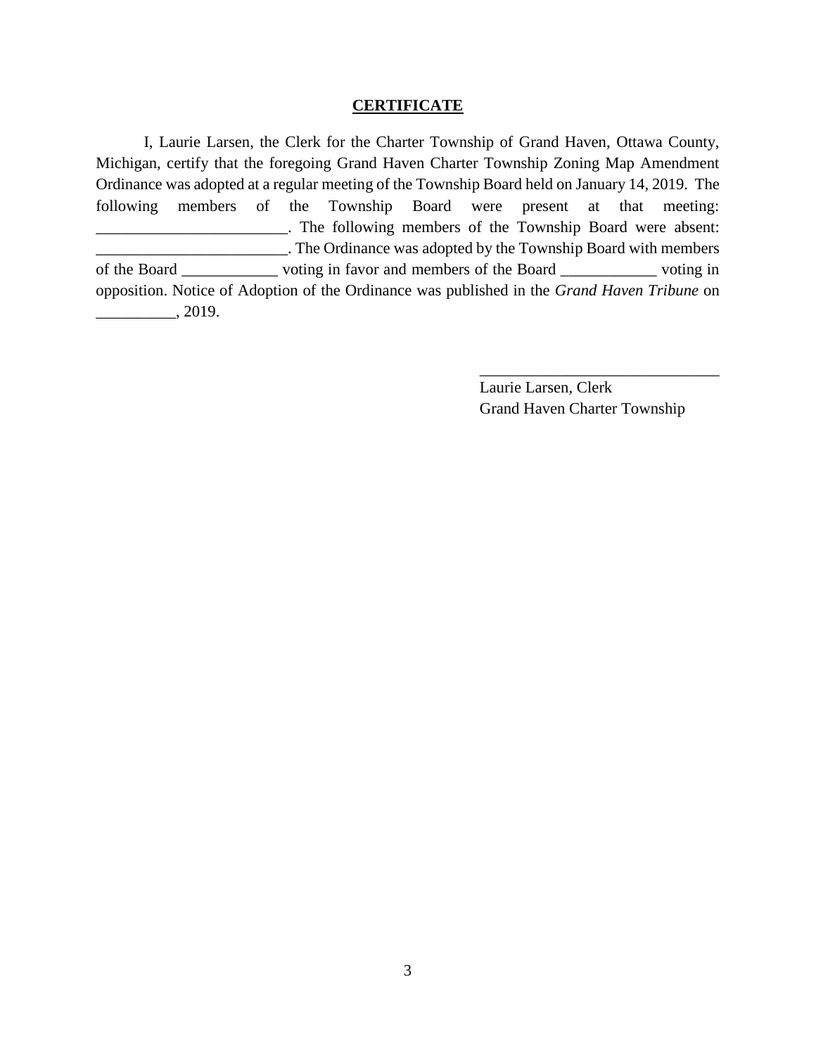**CERTIFICATE**

I, Laurie Larsen, the Clerk for the Charter Township of Grand Haven, Ottawa County, Michigan, certify that the foregoing Grand Haven Charter Township Zoning Map Amendment Ordinance was adopted at a regular meeting of the Township Board held on January 14, 2019. The following members of the Township Board were present at that meeting: ________________________. The following members of the Township Board were absent: ________________________. The Ordinance was adopted by the Township Board with members of the Board ____________ voting in favor and members of the Board ____________ voting in opposition. Notice of Adoption of the Ordinance was published in the *Grand Haven Tribune* on __________, 2019.

______________________________
Laurie Larsen, Clerk
Grand Haven Charter Township